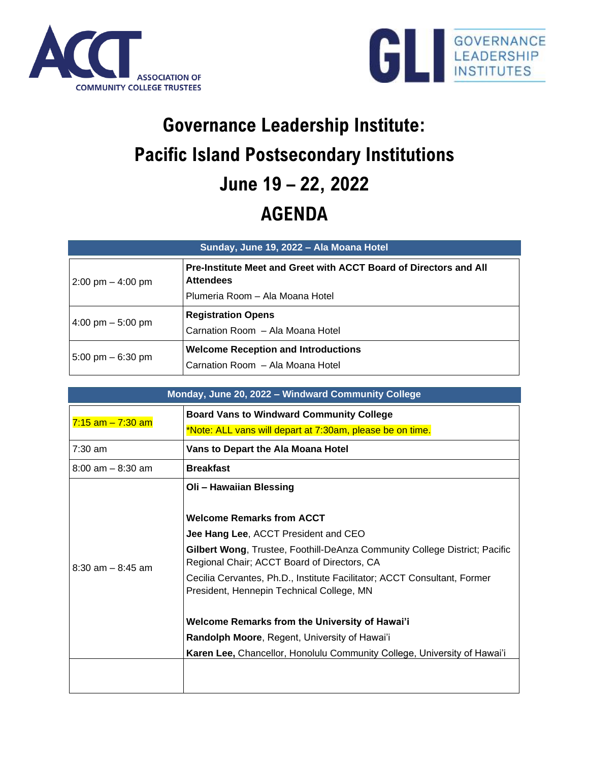ACCT ASSOCIATION OF COMMUNITY COLLEGE TRUSTEES

GLI GOVERNANCE LEADERSHIP INSTITUTES

# Governance Leadership Institute:
# Pacific Island Postsecondary Institutions
# June 19 – 22, 2022
# AGENDA

| Sunday, June 19, 2022 – Ala Moana Hotel | |
|---|---|
| 2:00 pm – 4:00 pm | **Pre-Institute Meet and Greet with ACCT Board of Directors and All Attendees**<br>Plumeria Room – Ala Moana Hotel |
| 4:00 pm – 5:00 pm | **Registration Opens**<br>Carnation Room – Ala Moana Hotel |
| 5:00 pm – 6:30 pm | **Welcome Reception and Introductions**<br>Carnation Room – Ala Moana Hotel |

| Monday, June 20, 2022 – Windward Community College | |
|---|---|
| 7:15 am – 7:30 am | **Board Vans to Windward Community College**<br>*Note: ALL vans will depart at 7:30am, please be on time. |
| 7:30 am | **Vans to Depart the Ala Moana Hotel** |
| 8:00 am – 8:30 am | **Breakfast** |
| 8:30 am – 8:45 am | **Oli – Hawaiian Blessing**<br><br>**Welcome Remarks from ACCT**<br>**Jee Hang Lee**, ACCT President and CEO<br>**Gilbert Wong**, Trustee, Foothill-DeAnza Community College District; Pacific Regional Chair; ACCT Board of Directors, CA<br>Cecilia Cervantes, Ph.D., Institute Facilitator; ACCT Consultant, Former President, Hennepin Technical College, MN<br><br>**Welcome Remarks from the University of Hawai'i**<br>**Randolph Moore**, Regent, University of Hawai'i<br>**Karen Lee,** Chancellor, Honolulu Community College, University of Hawai'i |
| | |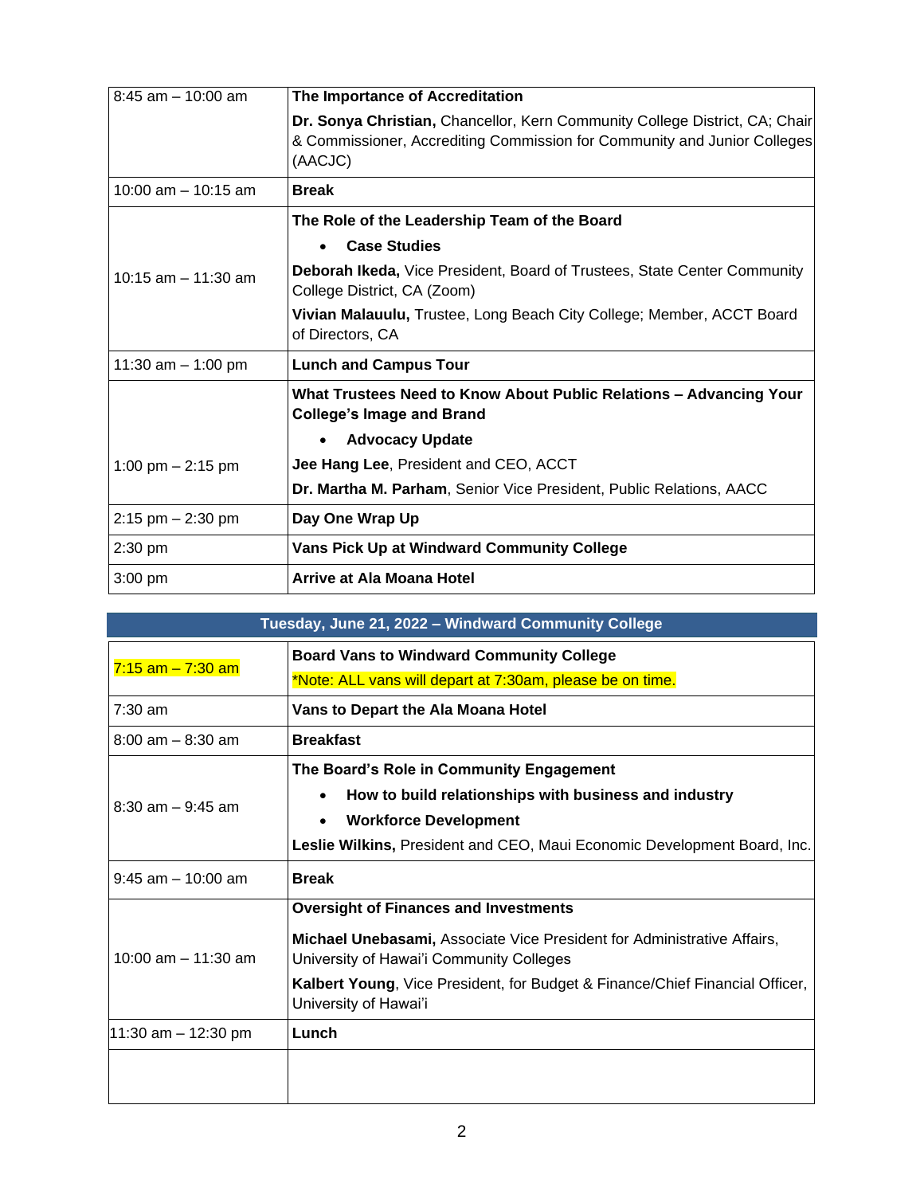| | |
|---|---|
| 8:45 am – 10:00 am | **The Importance of Accreditation**<br>**Dr. Sonya Christian,** Chancellor, Kern Community College District, CA; Chair & Commissioner, Accrediting Commission for Community and Junior Colleges (AACJC) |
| 10:00 am – 10:15 am | **Break** |
| 10:15 am – 11:30 am | **The Role of the Leadership Team of the Board**<br>• **Case Studies**<br>**Deborah Ikeda,** Vice President, Board of Trustees, State Center Community College District, CA (Zoom)<br>**Vivian Malauulu,** Trustee, Long Beach City College; Member, ACCT Board of Directors, CA |
| 11:30 am – 1:00 pm | **Lunch and Campus Tour** |
| 1:00 pm – 2:15 pm | **What Trustees Need to Know About Public Relations – Advancing Your College's Image and Brand**<br>• **Advocacy Update**<br>**Jee Hang Lee**, President and CEO, ACCT<br>**Dr. Martha M. Parham**, Senior Vice President, Public Relations, AACC |
| 2:15 pm – 2:30 pm | **Day One Wrap Up** |
| 2:30 pm | **Vans Pick Up at Windward Community College** |
| 3:00 pm | **Arrive at Ala Moana Hotel** |

| **Tuesday, June 21, 2022 – Windward Community College** | |
|---|---|
| 7:15 am – 7:30 am | **Board Vans to Windward Community College**<br>*Note: ALL vans will depart at 7:30am, please be on time. |
| 7:30 am | **Vans to Depart the Ala Moana Hotel** |
| 8:00 am – 8:30 am | **Breakfast** |
| 8:30 am – 9:45 am | **The Board's Role in Community Engagement**<br>• **How to build relationships with business and industry**<br>• **Workforce Development**<br>**Leslie Wilkins,** President and CEO, Maui Economic Development Board, Inc. |
| 9:45 am – 10:00 am | **Break** |
| 10:00 am – 11:30 am | **Oversight of Finances and Investments**<br>**Michael Unebasami,** Associate Vice President for Administrative Affairs, University of Hawai'i Community Colleges<br>**Kalbert Young**, Vice President, for Budget & Finance/Chief Financial Officer, University of Hawai'i |
| 11:30 am – 12:30 pm | **Lunch** |
| | |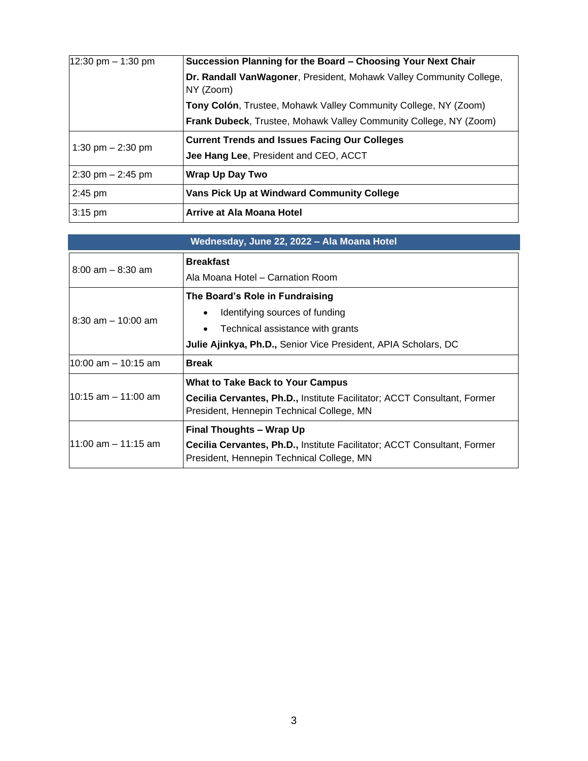| | |
|---|---|
| 12:30 pm – 1:30 pm | **Succession Planning for the Board – Choosing Your Next Chair**<br>**Dr. Randall VanWagoner**, President, Mohawk Valley Community College, NY (Zoom)<br>**Tony Colón**, Trustee, Mohawk Valley Community College, NY (Zoom)<br>**Frank Dubeck**, Trustee, Mohawk Valley Community College, NY (Zoom) |
| 1:30 pm – 2:30 pm | **Current Trends and Issues Facing Our Colleges**<br>**Jee Hang Lee**, President and CEO, ACCT |
| 2:30 pm – 2:45 pm | **Wrap Up Day Two** |
| 2:45 pm | **Vans Pick Up at Windward Community College** |
| 3:15 pm | **Arrive at Ala Moana Hotel** |

## Wednesday, June 22, 2022 – Ala Moana Hotel

| | |
|---|---|
| 8:00 am – 8:30 am | **Breakfast**<br>Ala Moana Hotel – Carnation Room |
| 8:30 am – 10:00 am | **The Board's Role in Fundraising**<br>• Identifying sources of funding<br>• Technical assistance with grants<br>**Julie Ajinkya, Ph.D.,** Senior Vice President, APIA Scholars, DC |
| 10:00 am – 10:15 am | **Break** |
| 10:15 am – 11:00 am | **What to Take Back to Your Campus**<br>**Cecilia Cervantes, Ph.D.,** Institute Facilitator; ACCT Consultant, Former President, Hennepin Technical College, MN |
| 11:00 am – 11:15 am | **Final Thoughts – Wrap Up**<br>**Cecilia Cervantes, Ph.D.,** Institute Facilitator; ACCT Consultant, Former President, Hennepin Technical College, MN |